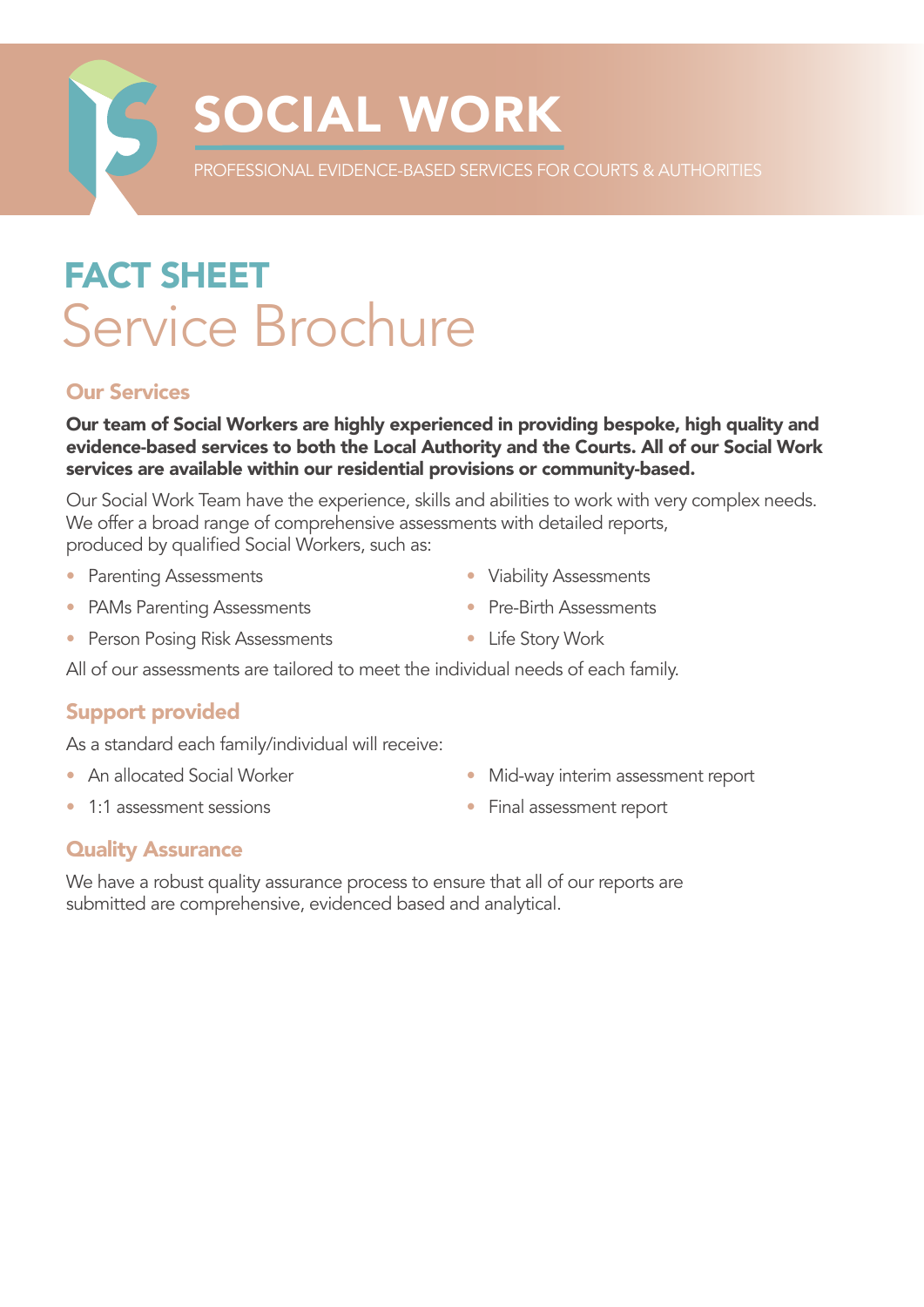# SOCIAL WORK

PROFESSIONAL EVIDENCE-BASED SERVICES FOR COURTS & AUTHORITIES

## FACT SHEET
# Service Brochure

### Our Services

**Our team of Social Workers are highly experienced in providing bespoke, high quality and evidence-based services to both the Local Authority and the Courts. All of our Social Work services are available within our residential provisions or community-based.**

Our Social Work Team have the experience, skills and abilities to work with very complex needs. We offer a broad range of comprehensive assessments with detailed reports, produced by qualified Social Workers, such as:

- Parenting Assessments
- PAMs Parenting Assessments
- Person Posing Risk Assessments
- Viability Assessments
- Pre-Birth Assessments
- Life Story Work

All of our assessments are tailored to meet the individual needs of each family.

### Support provided

As a standard each family/individual will receive:

- An allocated Social Worker
- 1:1 assessment sessions
- Mid-way interim assessment report
- Final assessment report

### Quality Assurance

We have a robust quality assurance process to ensure that all of our reports are submitted are comprehensive, evidenced based and analytical.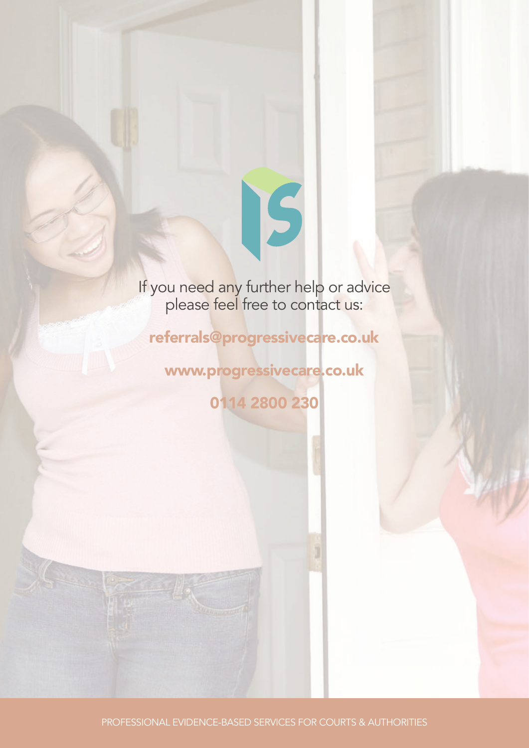If you need any further help or advice please feel free to contact us:

**referrals@progressivecare.co.uk**

**www.progressivecare.co.uk**

**0114 2800 230**

PROFESSIONAL EVIDENCE-BASED SERVICES FOR COURTS & AUTHORITIES